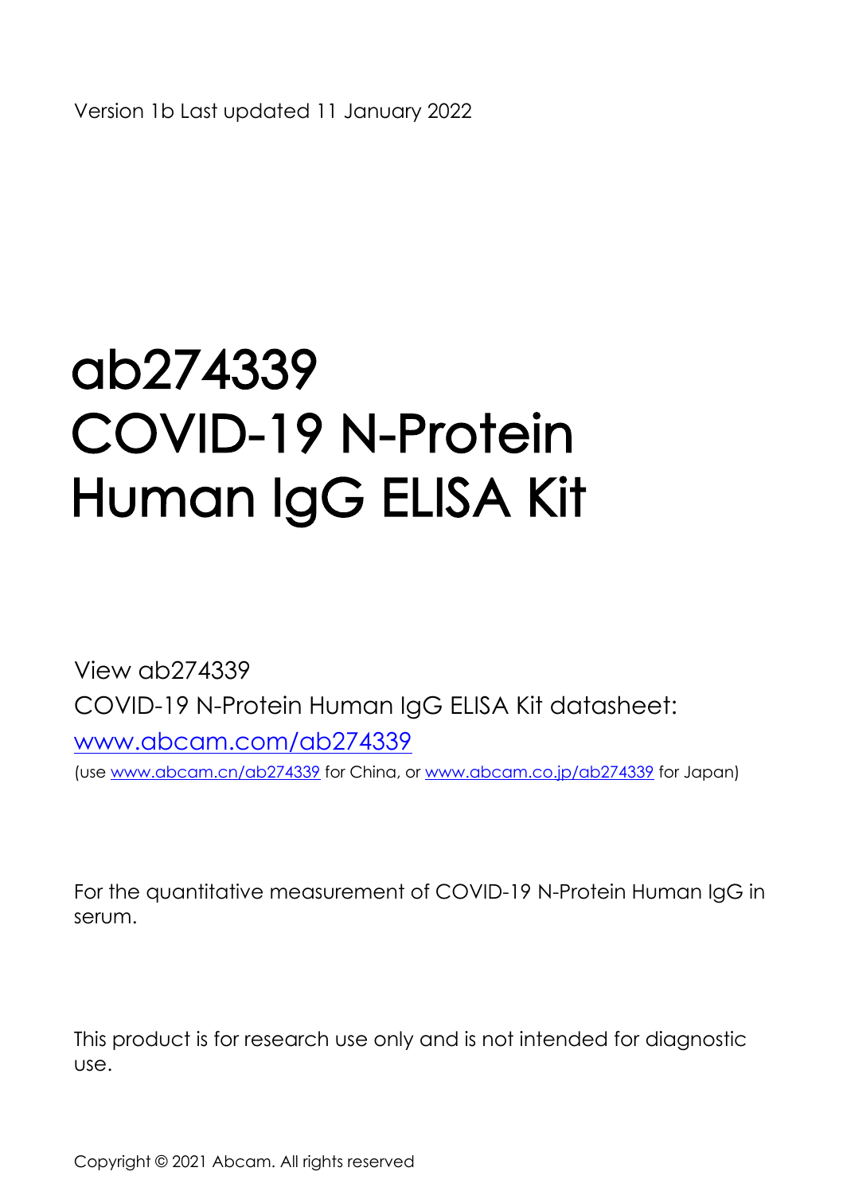Version 1b Last updated 11 January 2022

# ab274339 COVID-19 N-Protein Human IgG ELISA Kit

View ab274339
COVID-19 N-Protein Human IgG ELISA Kit datasheet:
[www.abcam.com/ab274339](www.abcam.com/ab274339)
(use [www.abcam.cn/ab274339](www.abcam.cn/ab274339) for China, or [www.abcam.co.jp/ab274339](www.abcam.co.jp/ab274339) for Japan)

For the quantitative measurement of COVID-19 N-Protein Human IgG in serum.

This product is for research use only and is not intended for diagnostic use.

Copyright © 2021 Abcam. All rights reserved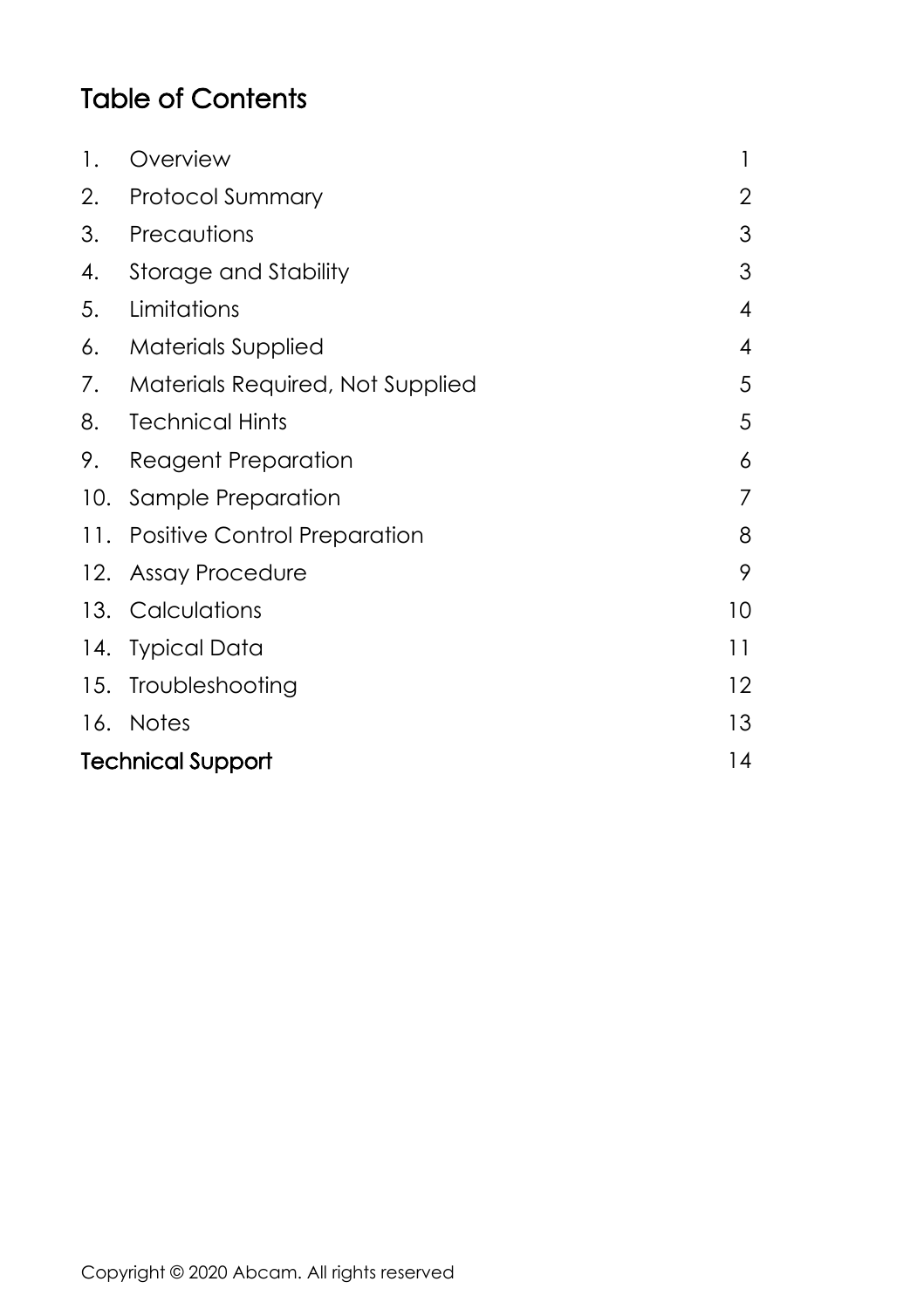# Table of Contents

| | | |
|---|---|---|
| 1. | Overview | 1 |
| 2. | Protocol Summary | 2 |
| 3. | Precautions | 3 |
| 4. | Storage and Stability | 3 |
| 5. | Limitations | 4 |
| 6. | Materials Supplied | 4 |
| 7. | Materials Required, Not Supplied | 5 |
| 8. | Technical Hints | 5 |
| 9. | Reagent Preparation | 6 |
| 10. | Sample Preparation | 7 |
| 11. | Positive Control Preparation | 8 |
| 12. | Assay Procedure | 9 |
| 13. | Calculations | 10 |
| 14. | Typical Data | 11 |
| 15. | Troubleshooting | 12 |
| 16. | Notes | 13 |
| **Technical Support** | | 14 |

Copyright © 2020 Abcam. All rights reserved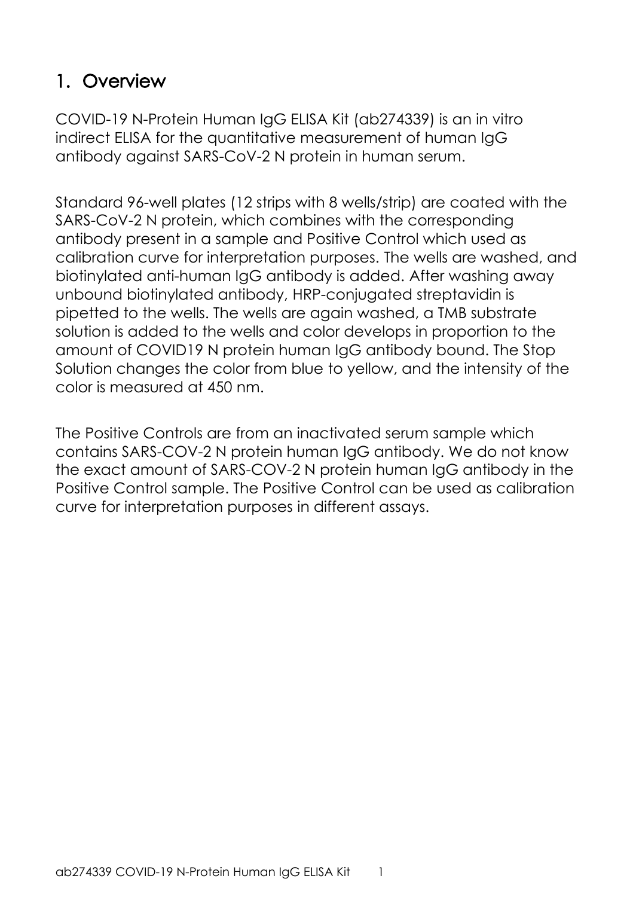# 1. Overview

COVID-19 N-Protein Human IgG ELISA Kit (ab274339) is an in vitro indirect ELISA for the quantitative measurement of human IgG antibody against SARS-CoV-2 N protein in human serum.

Standard 96-well plates (12 strips with 8 wells/strip) are coated with the SARS-CoV-2 N protein, which combines with the corresponding antibody present in a sample and Positive Control which used as calibration curve for interpretation purposes. The wells are washed, and biotinylated anti-human IgG antibody is added. After washing away unbound biotinylated antibody, HRP-conjugated streptavidin is pipetted to the wells. The wells are again washed, a TMB substrate solution is added to the wells and color develops in proportion to the amount of COVID19 N protein human IgG antibody bound. The Stop Solution changes the color from blue to yellow, and the intensity of the color is measured at 450 nm.

The Positive Controls are from an inactivated serum sample which contains SARS-COV-2 N protein human IgG antibody. We do not know the exact amount of SARS-COV-2 N protein human IgG antibody in the Positive Control sample. The Positive Control can be used as calibration curve for interpretation purposes in different assays.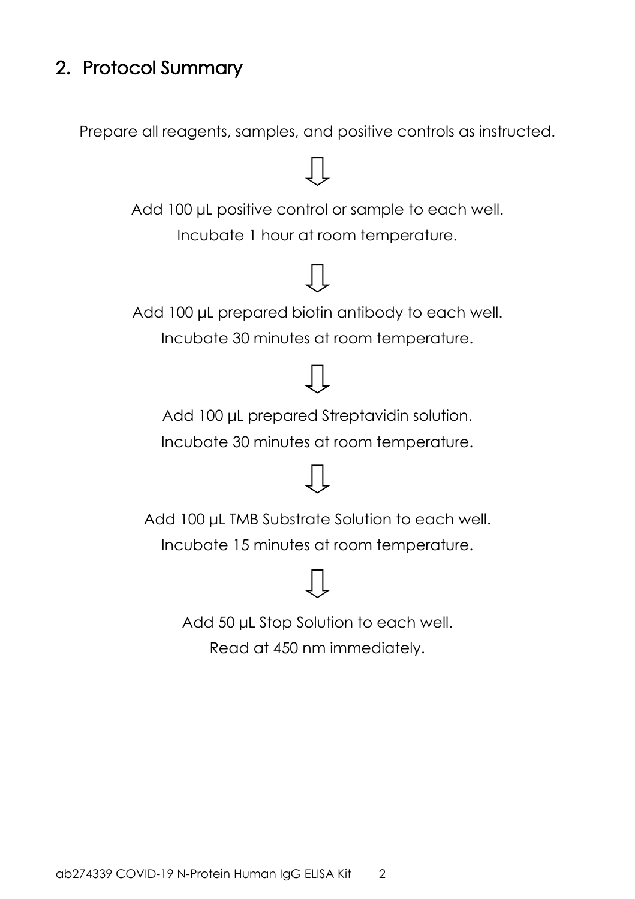## 2. Protocol Summary

Prepare all reagents, samples, and positive controls as instructed.

⇩

Add 100 µL positive control or sample to each well.
Incubate 1 hour at room temperature.

⇩

Add 100 µL prepared biotin antibody to each well.
Incubate 30 minutes at room temperature.

⇩

Add 100 µL prepared Streptavidin solution.
Incubate 30 minutes at room temperature.

⇩

Add 100 µL TMB Substrate Solution to each well.
Incubate 15 minutes at room temperature.

⇩

Add 50 µL Stop Solution to each well.
Read at 450 nm immediately.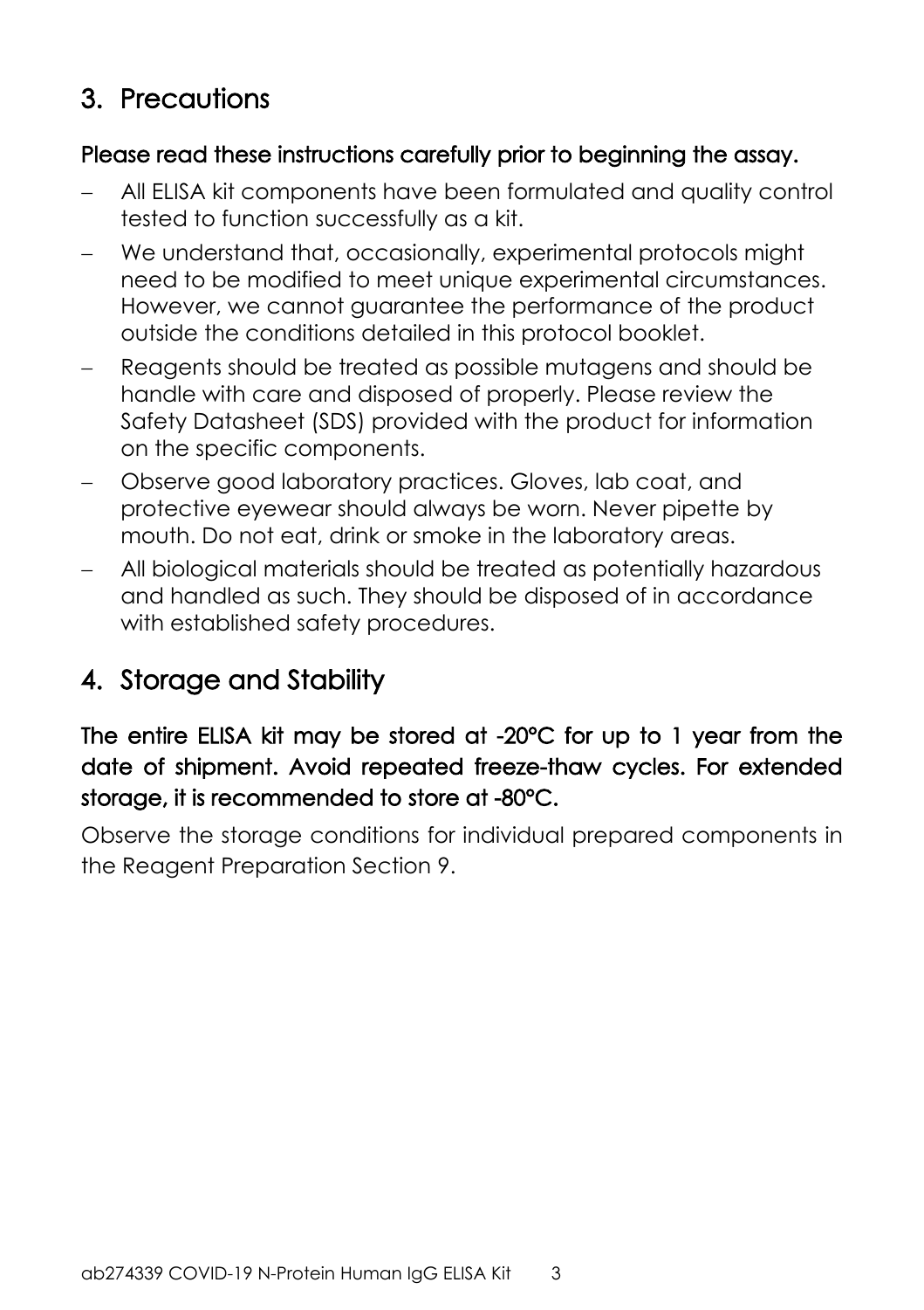## 3. Precautions

**Please read these instructions carefully prior to beginning the assay.**

- All ELISA kit components have been formulated and quality control tested to function successfully as a kit.
- We understand that, occasionally, experimental protocols might need to be modified to meet unique experimental circumstances. However, we cannot guarantee the performance of the product outside the conditions detailed in this protocol booklet.
- Reagents should be treated as possible mutagens and should be handle with care and disposed of properly. Please review the Safety Datasheet (SDS) provided with the product for information on the specific components.
- Observe good laboratory practices. Gloves, lab coat, and protective eyewear should always be worn. Never pipette by mouth. Do not eat, drink or smoke in the laboratory areas.
- All biological materials should be treated as potentially hazardous and handled as such. They should be disposed of in accordance with established safety procedures.

## 4. Storage and Stability

**The entire ELISA kit may be stored at -20°C for up to 1 year from the date of shipment. Avoid repeated freeze-thaw cycles. For extended storage, it is recommended to store at -80°C.**

Observe the storage conditions for individual prepared components in the Reagent Preparation Section 9.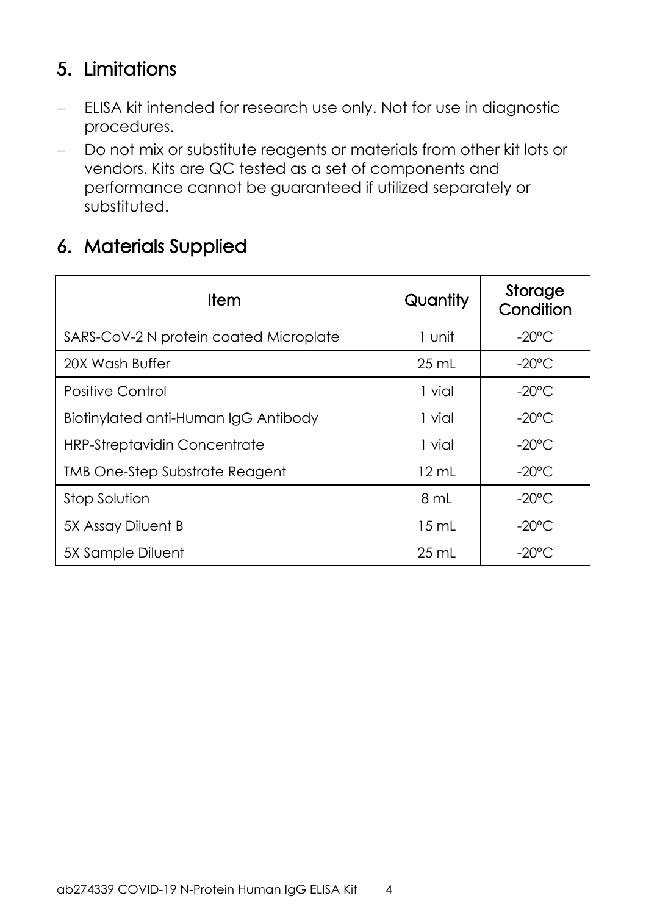## 5. Limitations

- ELISA kit intended for research use only. Not for use in diagnostic procedures.
- Do not mix or substitute reagents or materials from other kit lots or vendors. Kits are QC tested as a set of components and performance cannot be guaranteed if utilized separately or substituted.

## 6. Materials Supplied

| Item | Quantity | Storage Condition |
|---|---|---|
| SARS-CoV-2 N protein coated Microplate | 1 unit | -20°C |
| 20X Wash Buffer | 25 mL | -20°C |
| Positive Control | 1 vial | -20°C |
| Biotinylated anti-Human IgG Antibody | 1 vial | -20°C |
| HRP-Streptavidin Concentrate | 1 vial | -20°C |
| TMB One-Step Substrate Reagent | 12 mL | -20°C |
| Stop Solution | 8 mL | -20°C |
| 5X Assay Diluent B | 15 mL | -20°C |
| 5X Sample Diluent | 25 mL | -20°C |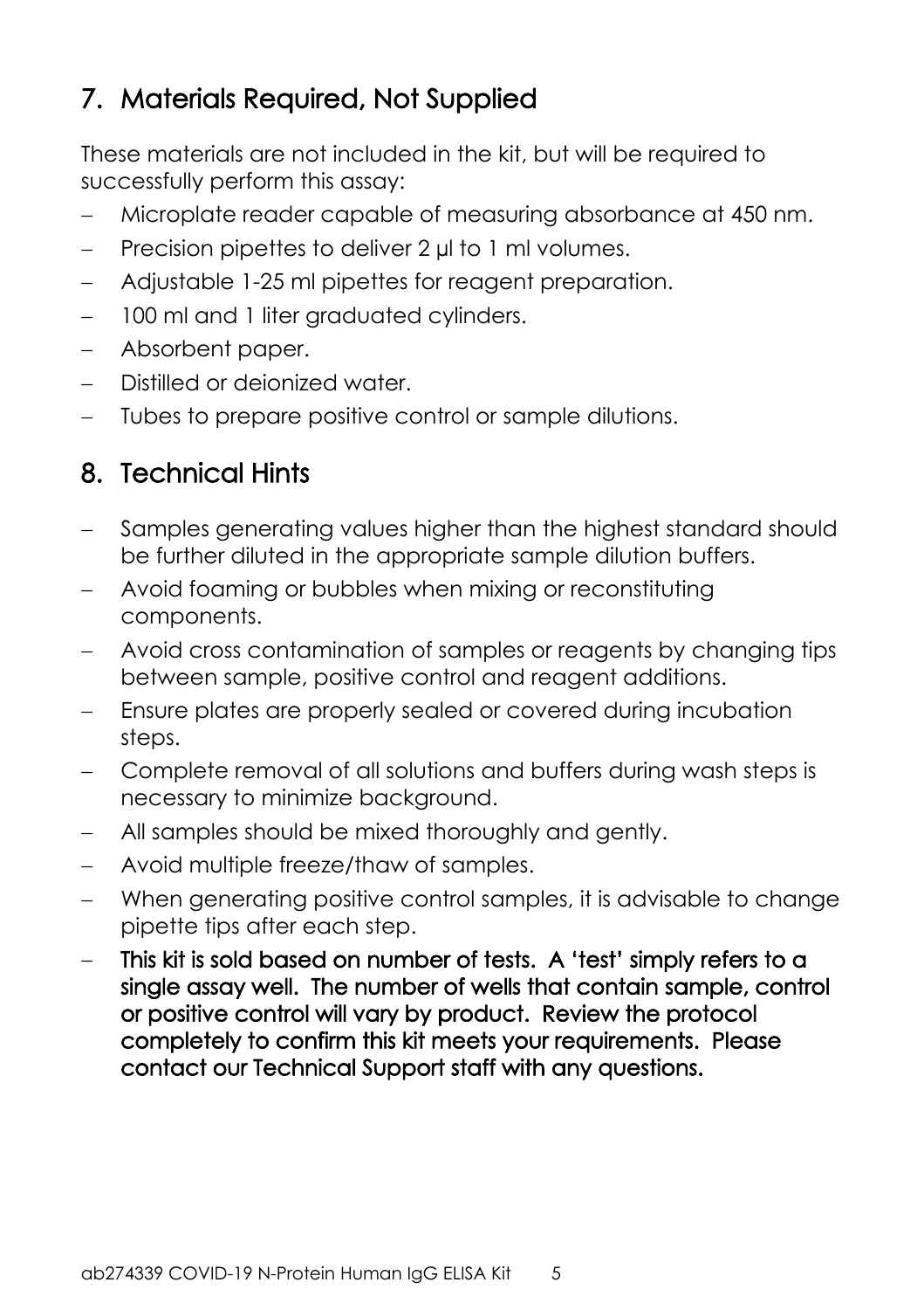## 7. Materials Required, Not Supplied

These materials are not included in the kit, but will be required to successfully perform this assay:

- Microplate reader capable of measuring absorbance at 450 nm.
- Precision pipettes to deliver 2 µl to 1 ml volumes.
- Adjustable 1-25 ml pipettes for reagent preparation.
- 100 ml and 1 liter graduated cylinders.
- Absorbent paper.
- Distilled or deionized water.
- Tubes to prepare positive control or sample dilutions.

## 8. Technical Hints

- Samples generating values higher than the highest standard should be further diluted in the appropriate sample dilution buffers.
- Avoid foaming or bubbles when mixing or reconstituting components.
- Avoid cross contamination of samples or reagents by changing tips between sample, positive control and reagent additions.
- Ensure plates are properly sealed or covered during incubation steps.
- Complete removal of all solutions and buffers during wash steps is necessary to minimize background.
- All samples should be mixed thoroughly and gently.
- Avoid multiple freeze/thaw of samples.
- When generating positive control samples, it is advisable to change pipette tips after each step.
- **This kit is sold based on number of tests. A 'test' simply refers to a single assay well. The number of wells that contain sample, control or positive control will vary by product. Review the protocol completely to confirm this kit meets your requirements. Please contact our Technical Support staff with any questions.**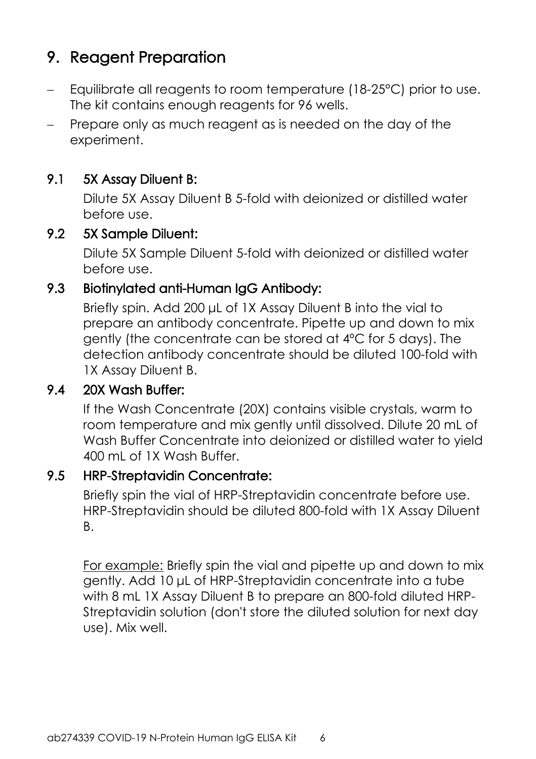# 9. Reagent Preparation

- Equilibrate all reagents to room temperature (18-25°C) prior to use. The kit contains enough reagents for 96 wells.
- Prepare only as much reagent as is needed on the day of the experiment.

## 9.1 5X Assay Diluent B:

Dilute 5X Assay Diluent B 5-fold with deionized or distilled water before use.

## 9.2 5X Sample Diluent:

Dilute 5X Sample Diluent 5-fold with deionized or distilled water before use.

## 9.3 Biotinylated anti-Human IgG Antibody:

Briefly spin. Add 200 µL of 1X Assay Diluent B into the vial to prepare an antibody concentrate. Pipette up and down to mix gently (the concentrate can be stored at 4°C for 5 days). The detection antibody concentrate should be diluted 100-fold with 1X Assay Diluent B.

## 9.4 20X Wash Buffer:

If the Wash Concentrate (20X) contains visible crystals, warm to room temperature and mix gently until dissolved. Dilute 20 mL of Wash Buffer Concentrate into deionized or distilled water to yield 400 mL of 1X Wash Buffer.

## 9.5 HRP-Streptavidin Concentrate:

Briefly spin the vial of HRP-Streptavidin concentrate before use. HRP-Streptavidin should be diluted 800-fold with 1X Assay Diluent B.

<u>For example:</u> Briefly spin the vial and pipette up and down to mix gently. Add 10 µL of HRP-Streptavidin concentrate into a tube with 8 mL 1X Assay Diluent B to prepare an 800-fold diluted HRP-Streptavidin solution (don't store the diluted solution for next day use). Mix well.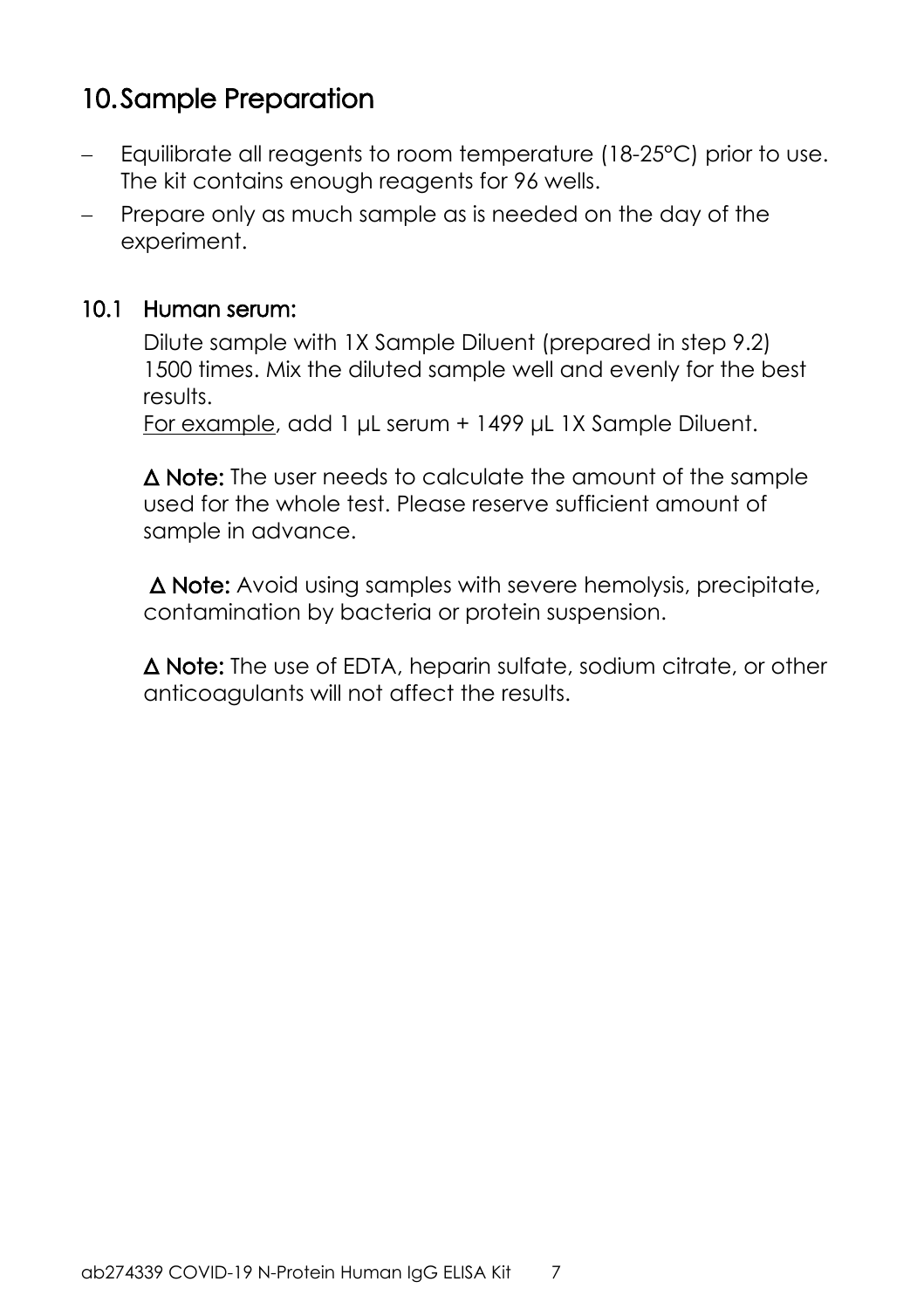# 10. Sample Preparation

- Equilibrate all reagents to room temperature (18-25°C) prior to use. The kit contains enough reagents for 96 wells.
- Prepare only as much sample as is needed on the day of the experiment.

## 10.1 Human serum:

Dilute sample with 1X Sample Diluent (prepared in step 9.2) 1500 times. Mix the diluted sample well and evenly for the best results.

For example, add 1 µL serum + 1499 µL 1X Sample Diluent.

**Δ Note:** The user needs to calculate the amount of the sample used for the whole test. Please reserve sufficient amount of sample in advance.

**Δ Note:** Avoid using samples with severe hemolysis, precipitate, contamination by bacteria or protein suspension.

**Δ Note:** The use of EDTA, heparin sulfate, sodium citrate, or other anticoagulants will not affect the results.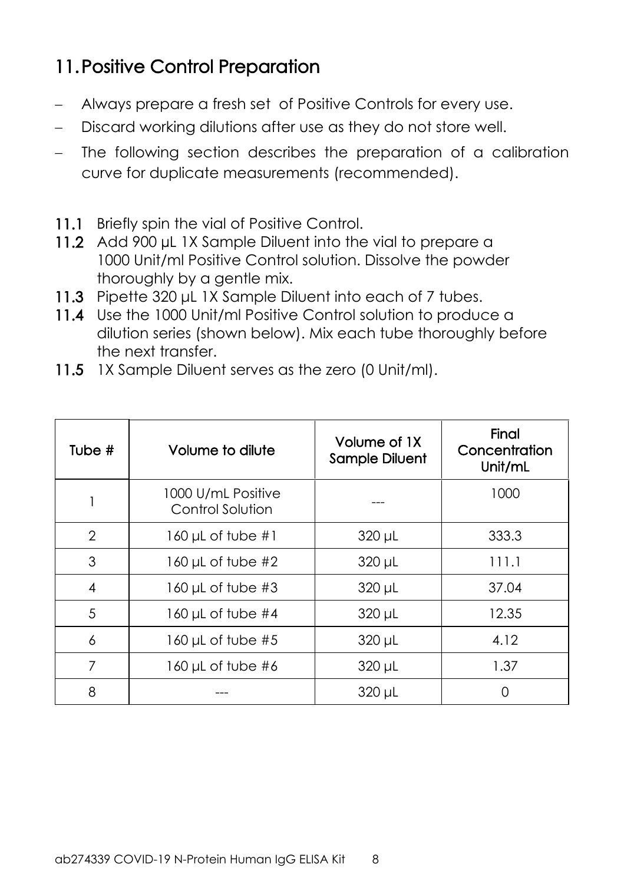## 11. Positive Control Preparation

- Always prepare a fresh set of Positive Controls for every use.
- Discard working dilutions after use as they do not store well.
- The following section describes the preparation of a calibration curve for duplicate measurements (recommended).

**11.1** Briefly spin the vial of Positive Control.

**11.2** Add 900 µL 1X Sample Diluent into the vial to prepare a 1000 Unit/ml Positive Control solution. Dissolve the powder thoroughly by a gentle mix.

**11.3** Pipette 320 µL 1X Sample Diluent into each of 7 tubes.

**11.4** Use the 1000 Unit/ml Positive Control solution to produce a dilution series (shown below). Mix each tube thoroughly before the next transfer.

**11.5** 1X Sample Diluent serves as the zero (0 Unit/ml).

| Tube # | Volume to dilute | Volume of 1X Sample Diluent | Final Concentration Unit/mL |
|---|---|---|---|
| 1 | 1000 U/mL Positive Control Solution | --- | 1000 |
| 2 | 160 µL of tube #1 | 320 µL | 333.3 |
| 3 | 160 µL of tube #2 | 320 µL | 111.1 |
| 4 | 160 µL of tube #3 | 320 µL | 37.04 |
| 5 | 160 µL of tube #4 | 320 µL | 12.35 |
| 6 | 160 µL of tube #5 | 320 µL | 4.12 |
| 7 | 160 µL of tube #6 | 320 µL | 1.37 |
| 8 | --- | 320 µL | 0 |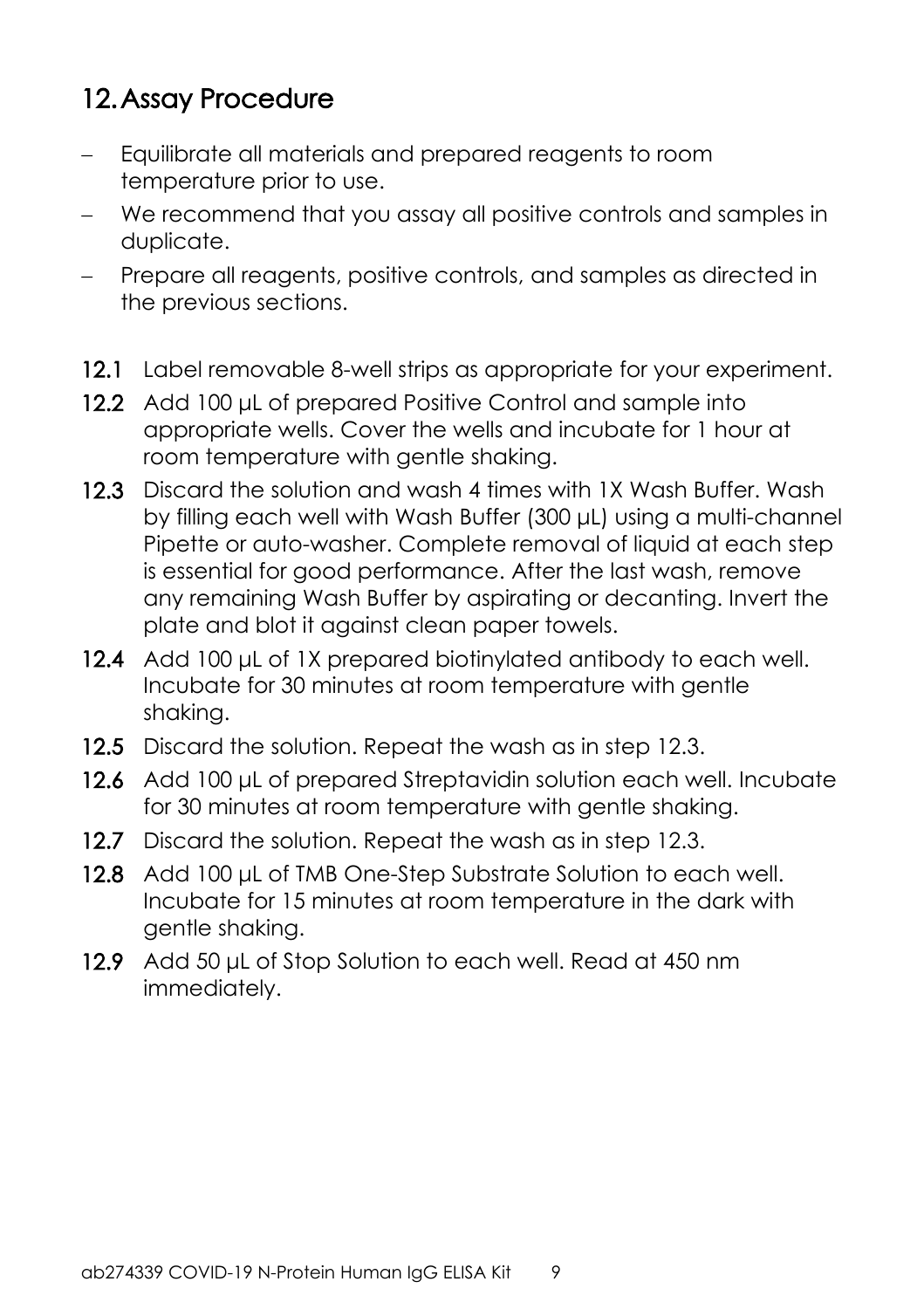## 12. Assay Procedure

- Equilibrate all materials and prepared reagents to room temperature prior to use.
- We recommend that you assay all positive controls and samples in duplicate.
- Prepare all reagents, positive controls, and samples as directed in the previous sections.

**12.1** Label removable 8-well strips as appropriate for your experiment.

**12.2** Add 100 µL of prepared Positive Control and sample into appropriate wells. Cover the wells and incubate for 1 hour at room temperature with gentle shaking.

**12.3** Discard the solution and wash 4 times with 1X Wash Buffer. Wash by filling each well with Wash Buffer (300 µL) using a multi-channel Pipette or auto-washer. Complete removal of liquid at each step is essential for good performance. After the last wash, remove any remaining Wash Buffer by aspirating or decanting. Invert the plate and blot it against clean paper towels.

**12.4** Add 100 µL of 1X prepared biotinylated antibody to each well. Incubate for 30 minutes at room temperature with gentle shaking.

**12.5** Discard the solution. Repeat the wash as in step 12.3.

**12.6** Add 100 µL of prepared Streptavidin solution each well. Incubate for 30 minutes at room temperature with gentle shaking.

**12.7** Discard the solution. Repeat the wash as in step 12.3.

**12.8** Add 100 µL of TMB One-Step Substrate Solution to each well. Incubate for 15 minutes at room temperature in the dark with gentle shaking.

**12.9** Add 50 µL of Stop Solution to each well. Read at 450 nm immediately.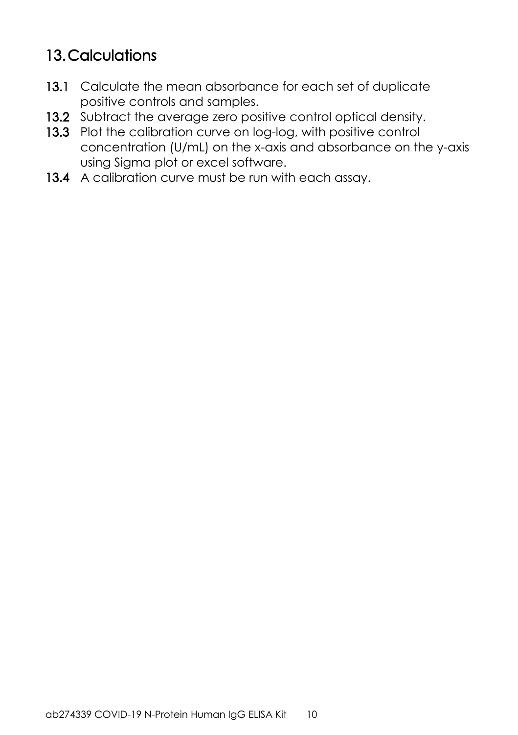## 13. Calculations

**13.1** Calculate the mean absorbance for each set of duplicate positive controls and samples.

**13.2** Subtract the average zero positive control optical density.

**13.3** Plot the calibration curve on log-log, with positive control concentration (U/mL) on the x-axis and absorbance on the y-axis using Sigma plot or excel software.

**13.4** A calibration curve must be run with each assay.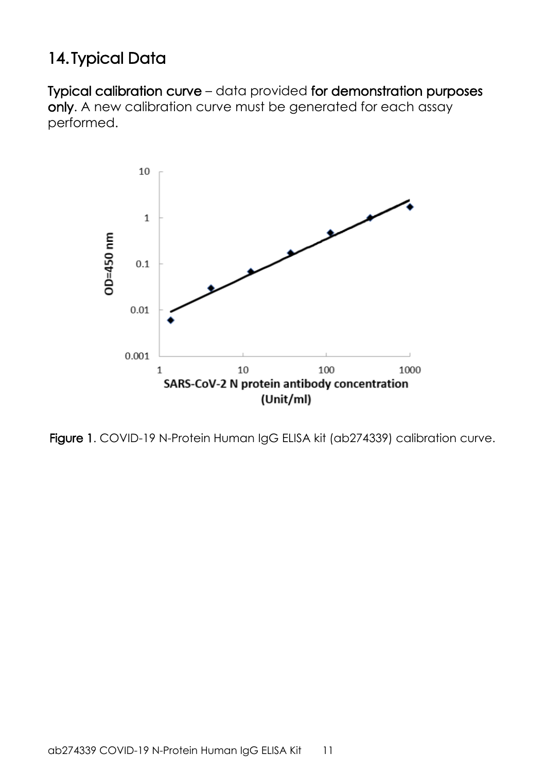## 14. Typical Data

**Typical calibration curve** – data provided **for demonstration purposes only**. A new calibration curve must be generated for each assay performed.

**Figure 1**. COVID-19 N-Protein Human IgG ELISA kit (ab274339) calibration curve.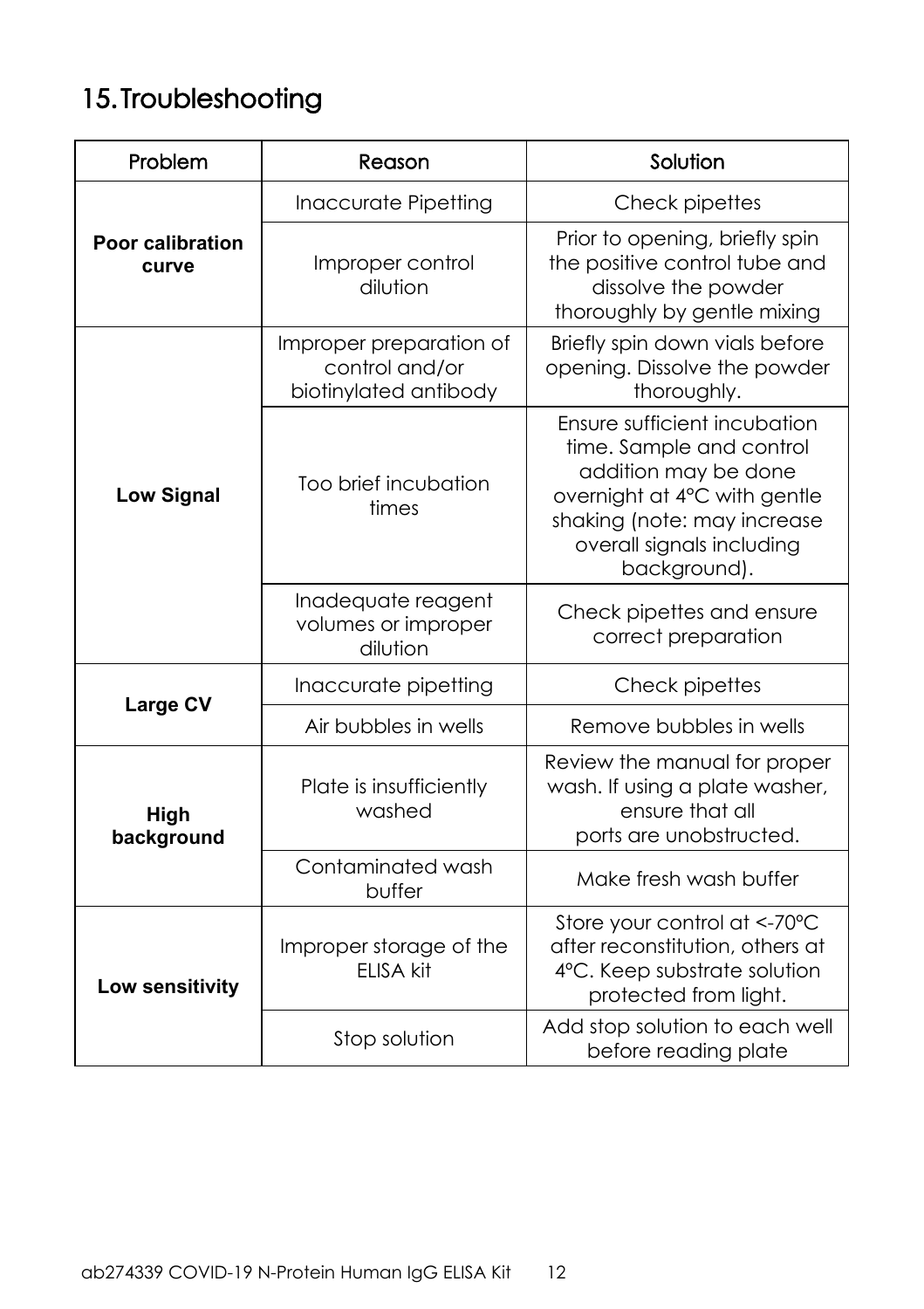## 15. Troubleshooting

| Problem | Reason | Solution |
| --- | --- | --- |
| **Poor calibration curve** | Inaccurate Pipetting | Check pipettes |
| | Improper control dilution | Prior to opening, briefly spin the positive control tube and dissolve the powder thoroughly by gentle mixing |
| **Low Signal** | Improper preparation of control and/or biotinylated antibody | Briefly spin down vials before opening. Dissolve the powder thoroughly. |
| | Too brief incubation times | Ensure sufficient incubation time. Sample and control addition may be done overnight at 4°C with gentle shaking (note: may increase overall signals including background). |
| | Inadequate reagent volumes or improper dilution | Check pipettes and ensure correct preparation |
| **Large CV** | Inaccurate pipetting | Check pipettes |
| | Air bubbles in wells | Remove bubbles in wells |
| **High background** | Plate is insufficiently washed | Review the manual for proper wash. If using a plate washer, ensure that all ports are unobstructed. |
| | Contaminated wash buffer | Make fresh wash buffer |
| **Low sensitivity** | Improper storage of the ELISA kit | Store your control at <-70°C after reconstitution, others at 4°C. Keep substrate solution protected from light. |
| | Stop solution | Add stop solution to each well before reading plate |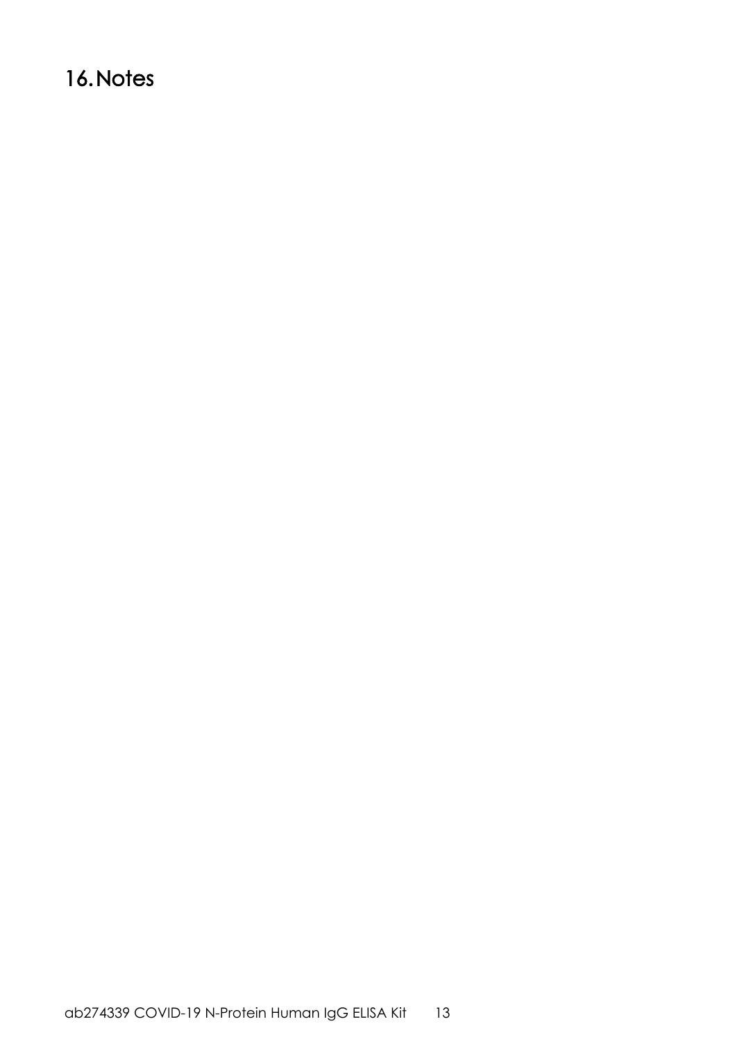# 16. Notes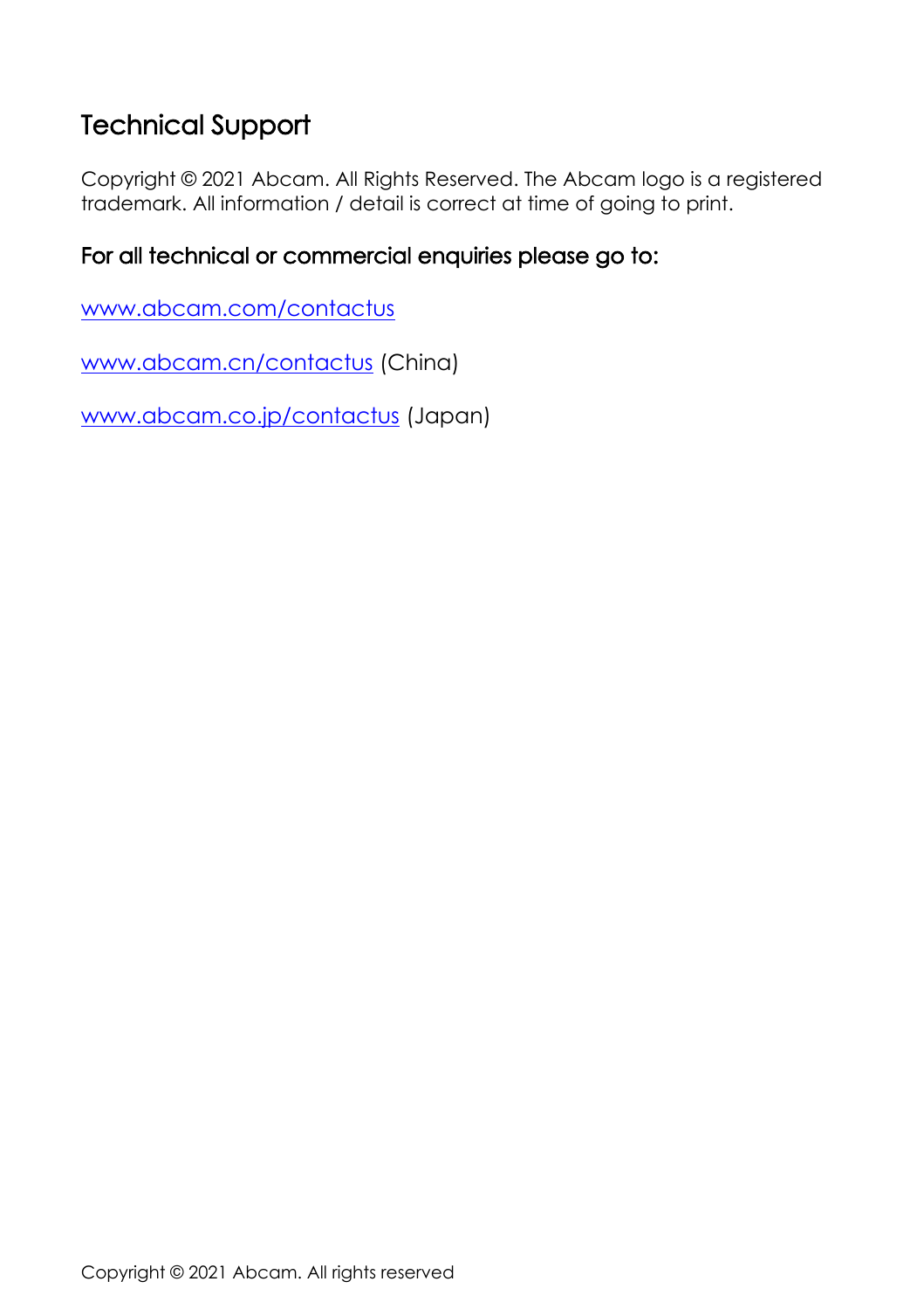# Technical Support

Copyright © 2021 Abcam. All Rights Reserved. The Abcam logo is a registered trademark. All information / detail is correct at time of going to print.

### For all technical or commercial enquiries please go to:

www.abcam.com/contactus

www.abcam.cn/contactus (China)

www.abcam.co.jp/contactus (Japan)